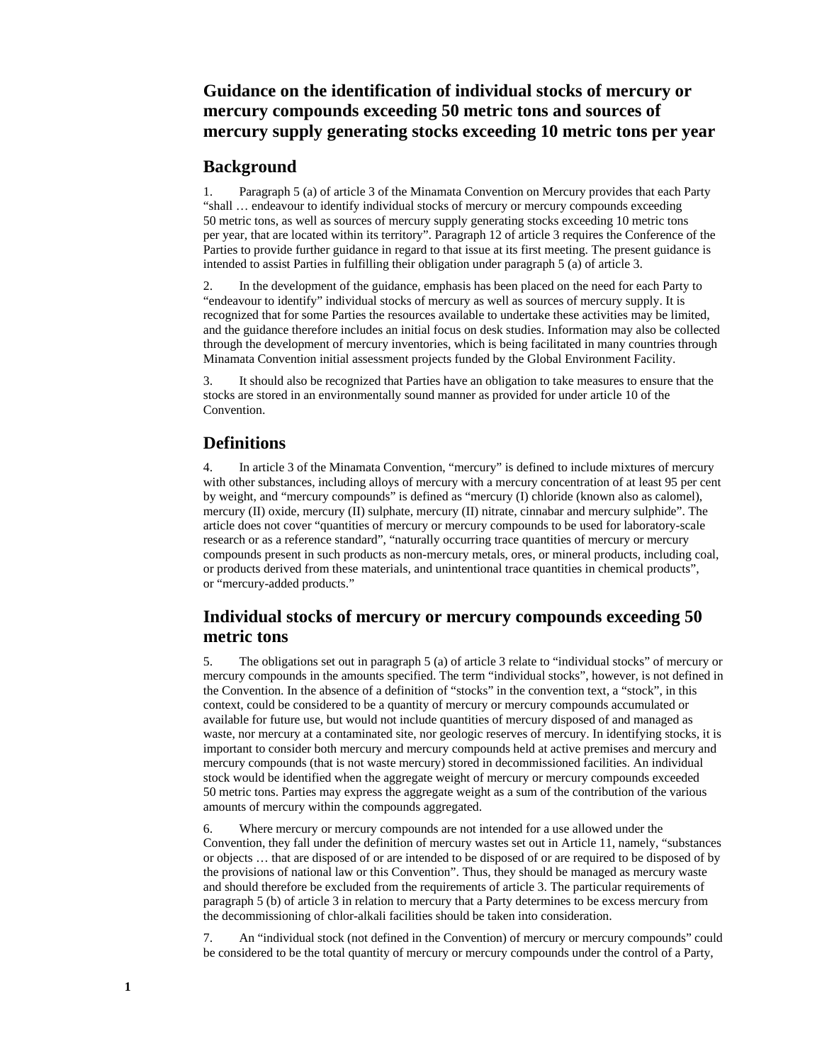# Guidance on the identification of individual stocks of mercury or mercury compounds exceeding 50 metric tons and sources of mercury supply generating stocks exceeding 10 metric tons per year

## Background

1. Paragraph 5 (a) of article 3 of the Minamata Convention on Mercury provides that each Party "shall … endeavour to identify individual stocks of mercury or mercury compounds exceeding 50 metric tons, as well as sources of mercury supply generating stocks exceeding 10 metric tons per year, that are located within its territory". Paragraph 12 of article 3 requires the Conference of the Parties to provide further guidance in regard to that issue at its first meeting. The present guidance is intended to assist Parties in fulfilling their obligation under paragraph 5 (a) of article 3.

2. In the development of the guidance, emphasis has been placed on the need for each Party to "endeavour to identify" individual stocks of mercury as well as sources of mercury supply. It is recognized that for some Parties the resources available to undertake these activities may be limited, and the guidance therefore includes an initial focus on desk studies. Information may also be collected through the development of mercury inventories, which is being facilitated in many countries through Minamata Convention initial assessment projects funded by the Global Environment Facility.

3. It should also be recognized that Parties have an obligation to take measures to ensure that the stocks are stored in an environmentally sound manner as provided for under article 10 of the Convention.

## Definitions

4. In article 3 of the Minamata Convention, "mercury" is defined to include mixtures of mercury with other substances, including alloys of mercury with a mercury concentration of at least 95 per cent by weight, and "mercury compounds" is defined as "mercury (I) chloride (known also as calomel), mercury (II) oxide, mercury (II) sulphate, mercury (II) nitrate, cinnabar and mercury sulphide". The article does not cover "quantities of mercury or mercury compounds to be used for laboratory-scale research or as a reference standard", "naturally occurring trace quantities of mercury or mercury compounds present in such products as non-mercury metals, ores, or mineral products, including coal, or products derived from these materials, and unintentional trace quantities in chemical products", or "mercury-added products."

## Individual stocks of mercury or mercury compounds exceeding 50 metric tons

5. The obligations set out in paragraph 5 (a) of article 3 relate to "individual stocks" of mercury or mercury compounds in the amounts specified. The term "individual stocks", however, is not defined in the Convention. In the absence of a definition of "stocks" in the convention text, a "stock", in this context, could be considered to be a quantity of mercury or mercury compounds accumulated or available for future use, but would not include quantities of mercury disposed of and managed as waste, nor mercury at a contaminated site, nor geologic reserves of mercury. In identifying stocks, it is important to consider both mercury and mercury compounds held at active premises and mercury and mercury compounds (that is not waste mercury) stored in decommissioned facilities. An individual stock would be identified when the aggregate weight of mercury or mercury compounds exceeded 50 metric tons. Parties may express the aggregate weight as a sum of the contribution of the various amounts of mercury within the compounds aggregated.

6. Where mercury or mercury compounds are not intended for a use allowed under the Convention, they fall under the definition of mercury wastes set out in Article 11, namely, "substances or objects … that are disposed of or are intended to be disposed of or are required to be disposed of by the provisions of national law or this Convention". Thus, they should be managed as mercury waste and should therefore be excluded from the requirements of article 3. The particular requirements of paragraph 5 (b) of article 3 in relation to mercury that a Party determines to be excess mercury from the decommissioning of chlor-alkali facilities should be taken into consideration.

7. An "individual stock (not defined in the Convention) of mercury or mercury compounds" could be considered to be the total quantity of mercury or mercury compounds under the control of a Party,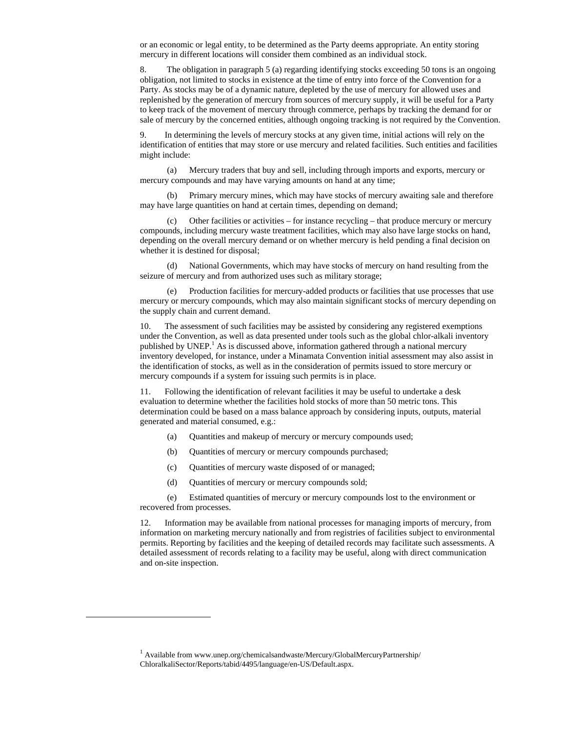or an economic or legal entity, to be determined as the Party deems appropriate. An entity storing mercury in different locations will consider them combined as an individual stock.

8. The obligation in paragraph 5 (a) regarding identifying stocks exceeding 50 tons is an ongoing obligation, not limited to stocks in existence at the time of entry into force of the Convention for a Party. As stocks may be of a dynamic nature, depleted by the use of mercury for allowed uses and replenished by the generation of mercury from sources of mercury supply, it will be useful for a Party to keep track of the movement of mercury through commerce, perhaps by tracking the demand for or sale of mercury by the concerned entities, although ongoing tracking is not required by the Convention.

9. In determining the levels of mercury stocks at any given time, initial actions will rely on the identification of entities that may store or use mercury and related facilities. Such entities and facilities might include:

(a) Mercury traders that buy and sell, including through imports and exports, mercury or mercury compounds and may have varying amounts on hand at any time;

(b) Primary mercury mines, which may have stocks of mercury awaiting sale and therefore may have large quantities on hand at certain times, depending on demand;

(c) Other facilities or activities – for instance recycling – that produce mercury or mercury compounds, including mercury waste treatment facilities, which may also have large stocks on hand, depending on the overall mercury demand or on whether mercury is held pending a final decision on whether it is destined for disposal;

(d) National Governments, which may have stocks of mercury on hand resulting from the seizure of mercury and from authorized uses such as military storage;

(e) Production facilities for mercury-added products or facilities that use processes that use mercury or mercury compounds, which may also maintain significant stocks of mercury depending on the supply chain and current demand.

10. The assessment of such facilities may be assisted by considering any registered exemptions under the Convention, as well as data presented under tools such as the global chlor-alkali inventory published by UNEP.[1] As is discussed above, information gathered through a national mercury inventory developed, for instance, under a Minamata Convention initial assessment may also assist in the identification of stocks, as well as in the consideration of permits issued to store mercury or mercury compounds if a system for issuing such permits is in place.

11. Following the identification of relevant facilities it may be useful to undertake a desk evaluation to determine whether the facilities hold stocks of more than 50 metric tons. This determination could be based on a mass balance approach by considering inputs, outputs, material generated and material consumed, e.g.:

(a) Quantities and makeup of mercury or mercury compounds used;

(b) Quantities of mercury or mercury compounds purchased;

(c) Quantities of mercury waste disposed of or managed;

(d) Quantities of mercury or mercury compounds sold;

(e) Estimated quantities of mercury or mercury compounds lost to the environment or recovered from processes.

12. Information may be available from national processes for managing imports of mercury, from information on marketing mercury nationally and from registries of facilities subject to environmental permits. Reporting by facilities and the keeping of detailed records may facilitate such assessments. A detailed assessment of records relating to a facility may be useful, along with direct communication and on-site inspection.

[1] Available from www.unep.org/chemicalsandwaste/Mercury/GlobalMercuryPartnership/ChloralkaliSector/Reports/tabid/4495/language/en-US/Default.aspx.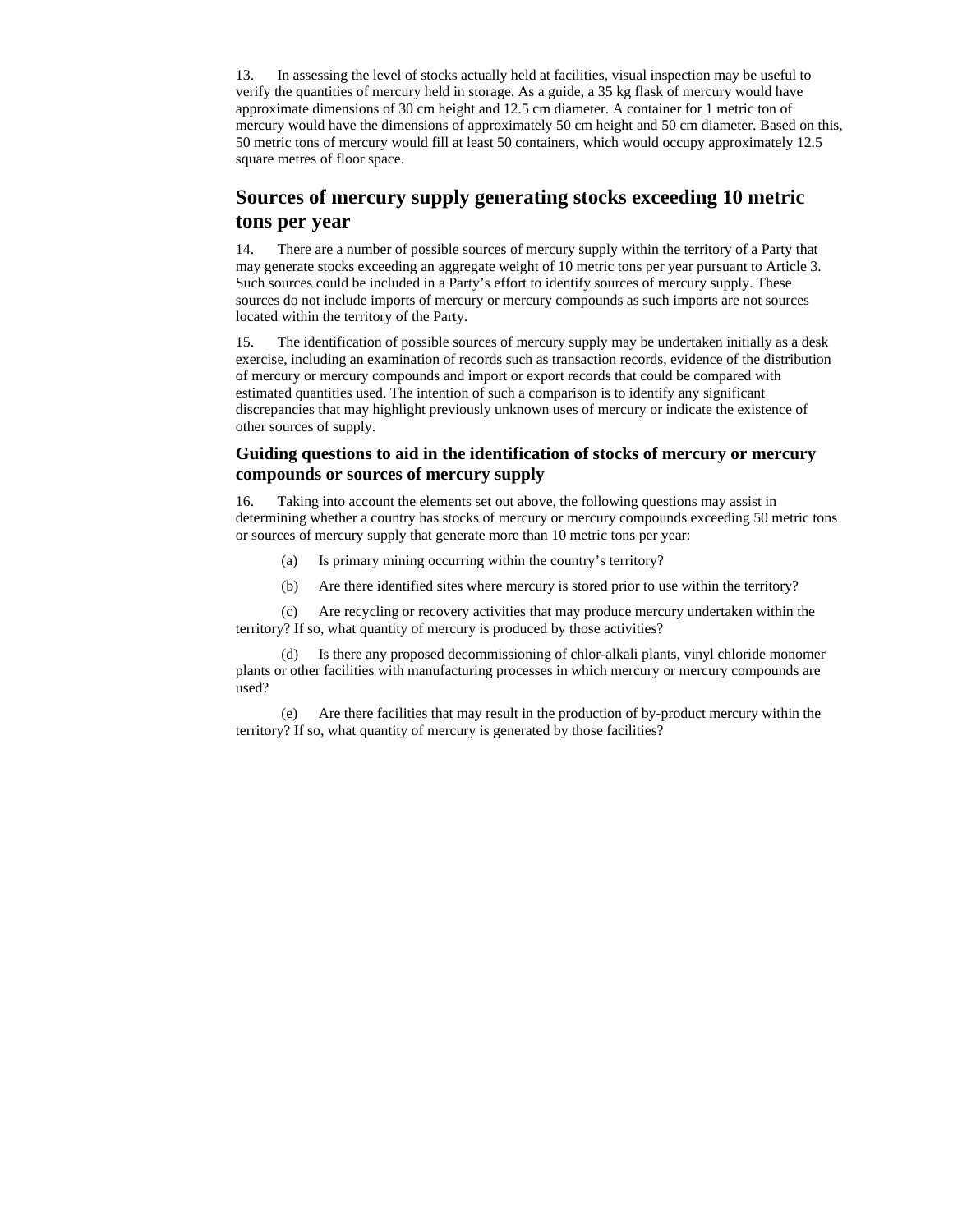13. In assessing the level of stocks actually held at facilities, visual inspection may be useful to verify the quantities of mercury held in storage. As a guide, a 35 kg flask of mercury would have approximate dimensions of 30 cm height and 12.5 cm diameter. A container for 1 metric ton of mercury would have the dimensions of approximately 50 cm height and 50 cm diameter. Based on this, 50 metric tons of mercury would fill at least 50 containers, which would occupy approximately 12.5 square metres of floor space.

## Sources of mercury supply generating stocks exceeding 10 metric tons per year

14. There are a number of possible sources of mercury supply within the territory of a Party that may generate stocks exceeding an aggregate weight of 10 metric tons per year pursuant to Article 3. Such sources could be included in a Party's effort to identify sources of mercury supply. These sources do not include imports of mercury or mercury compounds as such imports are not sources located within the territory of the Party.

15. The identification of possible sources of mercury supply may be undertaken initially as a desk exercise, including an examination of records such as transaction records, evidence of the distribution of mercury or mercury compounds and import or export records that could be compared with estimated quantities used. The intention of such a comparison is to identify any significant discrepancies that may highlight previously unknown uses of mercury or indicate the existence of other sources of supply.

### Guiding questions to aid in the identification of stocks of mercury or mercury compounds or sources of mercury supply

16. Taking into account the elements set out above, the following questions may assist in determining whether a country has stocks of mercury or mercury compounds exceeding 50 metric tons or sources of mercury supply that generate more than 10 metric tons per year:

(a) Is primary mining occurring within the country's territory?

(b) Are there identified sites where mercury is stored prior to use within the territory?

(c) Are recycling or recovery activities that may produce mercury undertaken within the territory? If so, what quantity of mercury is produced by those activities?

(d) Is there any proposed decommissioning of chlor-alkali plants, vinyl chloride monomer plants or other facilities with manufacturing processes in which mercury or mercury compounds are used?

(e) Are there facilities that may result in the production of by-product mercury within the territory? If so, what quantity of mercury is generated by those facilities?